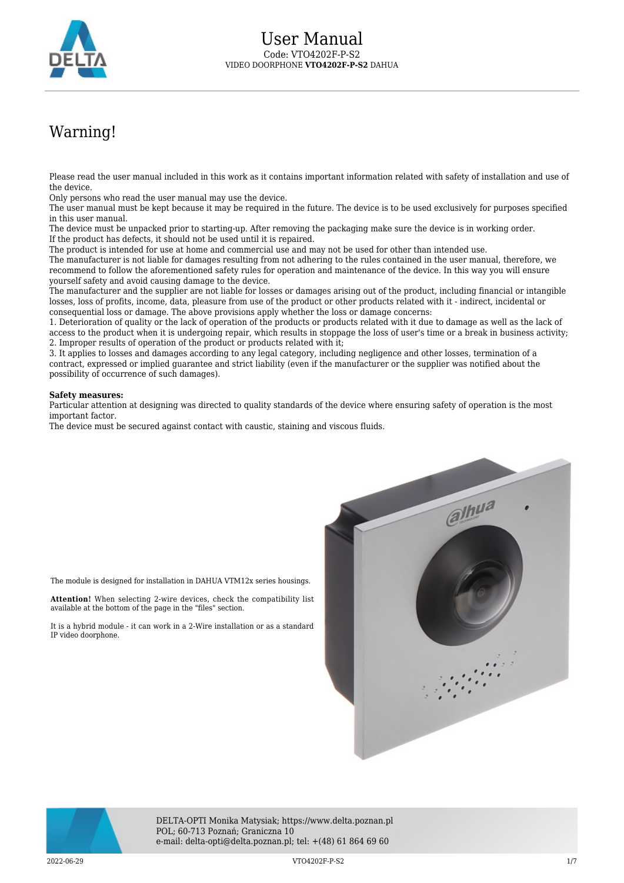# User Manual

Code: VTO4202F-P-S2
VIDEO DOORPHONE **VTO4202F-P-S2** DAHUA

## Warning!

Please read the user manual included in this work as it contains important information related with safety of installation and use of the device.
Only persons who read the user manual may use the device.
The user manual must be kept because it may be required in the future. The device is to be used exclusively for purposes specified in this user manual.
The device must be unpacked prior to starting-up. After removing the packaging make sure the device is in working order.
If the product has defects, it should not be used until it is repaired.
The product is intended for use at home and commercial use and may not be used for other than intended use.
The manufacturer is not liable for damages resulting from not adhering to the rules contained in the user manual, therefore, we recommend to follow the aforementioned safety rules for operation and maintenance of the device. In this way you will ensure yourself safety and avoid causing damage to the device.
The manufacturer and the supplier are not liable for losses or damages arising out of the product, including financial or intangible losses, loss of profits, income, data, pleasure from use of the product or other products related with it - indirect, incidental or consequential loss or damage. The above provisions apply whether the loss or damage concerns:
1. Deterioration of quality or the lack of operation of the products or products related with it due to damage as well as the lack of access to the product when it is undergoing repair, which results in stoppage the loss of user's time or a break in business activity;
2. Improper results of operation of the product or products related with it;
3. It applies to losses and damages according to any legal category, including negligence and other losses, termination of a contract, expressed or implied guarantee and strict liability (even if the manufacturer or the supplier was notified about the possibility of occurrence of such damages).

**Safety measures:**
Particular attention at designing was directed to quality standards of the device where ensuring safety of operation is the most important factor.
The device must be secured against contact with caustic, staining and viscous fluids.

The module is designed for installation in DAHUA VTM12x series housings.

**Attention!** When selecting 2-wire devices, check the compatibility list available at the bottom of the page in the "files" section.

It is a hybrid module - it can work in a 2-Wire installation or as a standard IP video doorphone.

DELTA-OPTI Monika Matysiak; https://www.delta.poznan.pl
POL; 60-713 Poznań; Graniczna 10
e-mail: delta-opti@delta.poznan.pl; tel: +(48) 61 864 69 60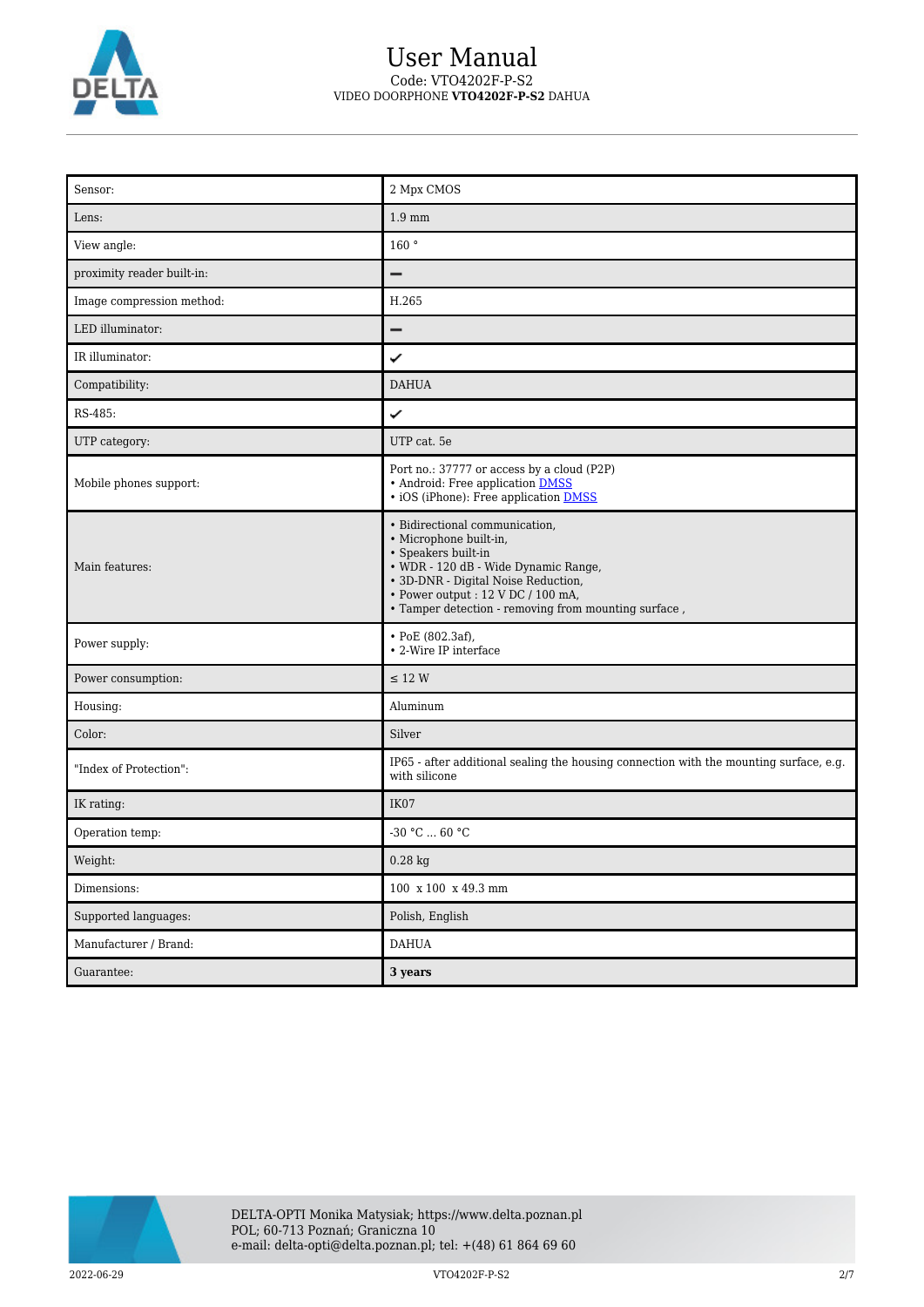| Sensor: | 2 Mpx CMOS |
|---|---|
| Lens: | 1.9 mm |
| View angle: | 160 ° |
| proximity reader built-in: | – |
| Image compression method: | H.265 |
| LED illuminator: | – |
| IR illuminator: | ✓ |
| Compatibility: | DAHUA |
| RS-485: | ✓ |
| UTP category: | UTP cat. 5e |
| Mobile phones support: | Port no.: 37777 or access by a cloud (P2P)<br>• Android: Free application DMSS<br>• iOS (iPhone): Free application DMSS |
| Main features: | • Bidirectional communication,<br>• Microphone built-in,<br>• Speakers built-in<br>• WDR - 120 dB - Wide Dynamic Range,<br>• 3D-DNR - Digital Noise Reduction,<br>• Power output : 12 V DC / 100 mA,<br>• Tamper detection - removing from mounting surface , |
| Power supply: | • PoE (802.3af),<br>• 2-Wire IP interface |
| Power consumption: | ≤ 12 W |
| Housing: | Aluminum |
| Color: | Silver |
| "Index of Protection": | IP65 - after additional sealing the housing connection with the mounting surface, e.g. with silicone |
| IK rating: | IK07 |
| Operation temp: | -30 °C ... 60 °C |
| Weight: | 0.28 kg |
| Dimensions: | 100 x 100 x 49.3 mm |
| Supported languages: | Polish, English |
| Manufacturer / Brand: | DAHUA |
| Guarantee: | **3 years** |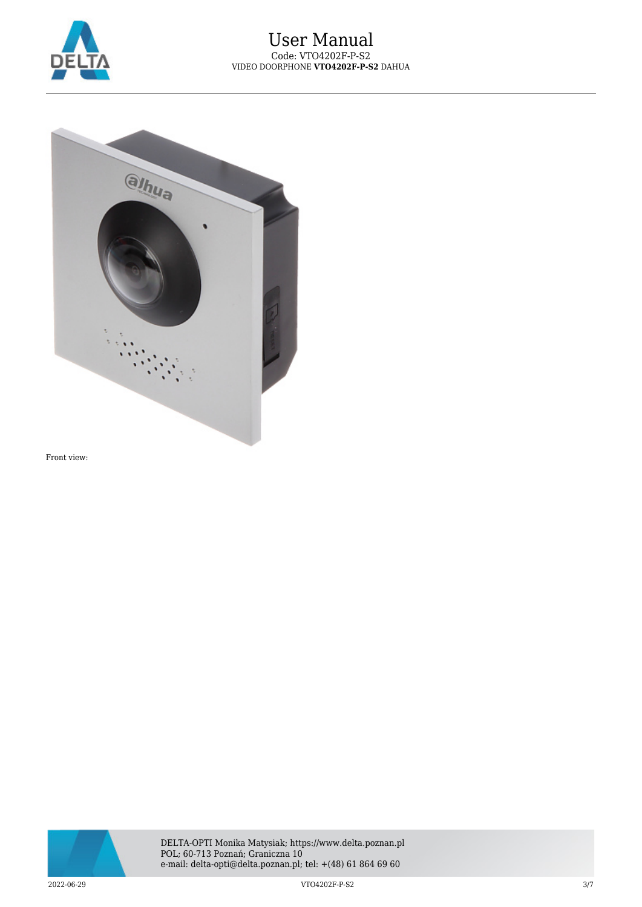Front view: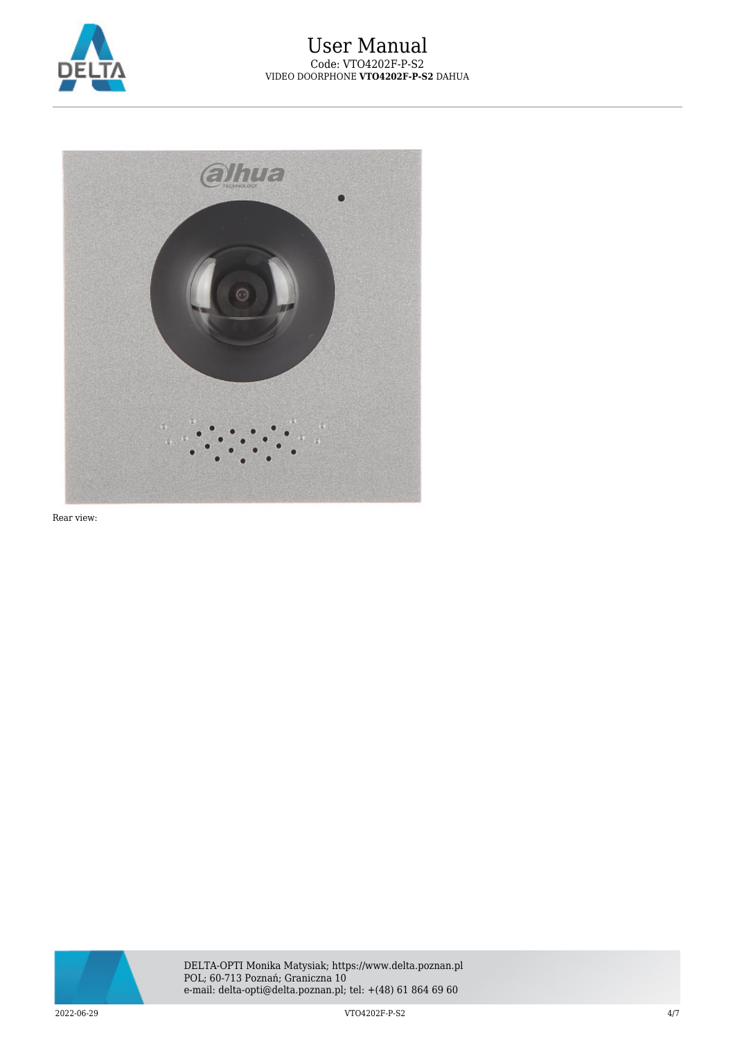Rear view: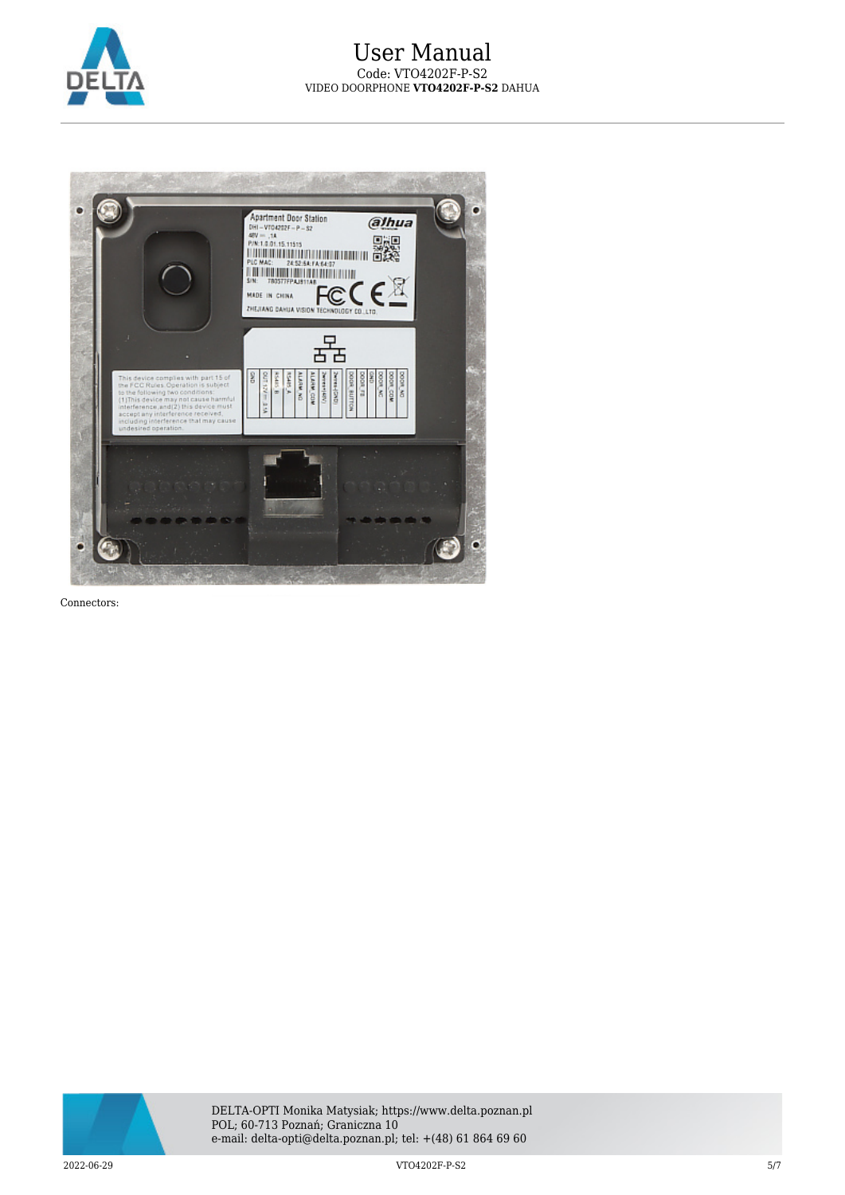Connectors: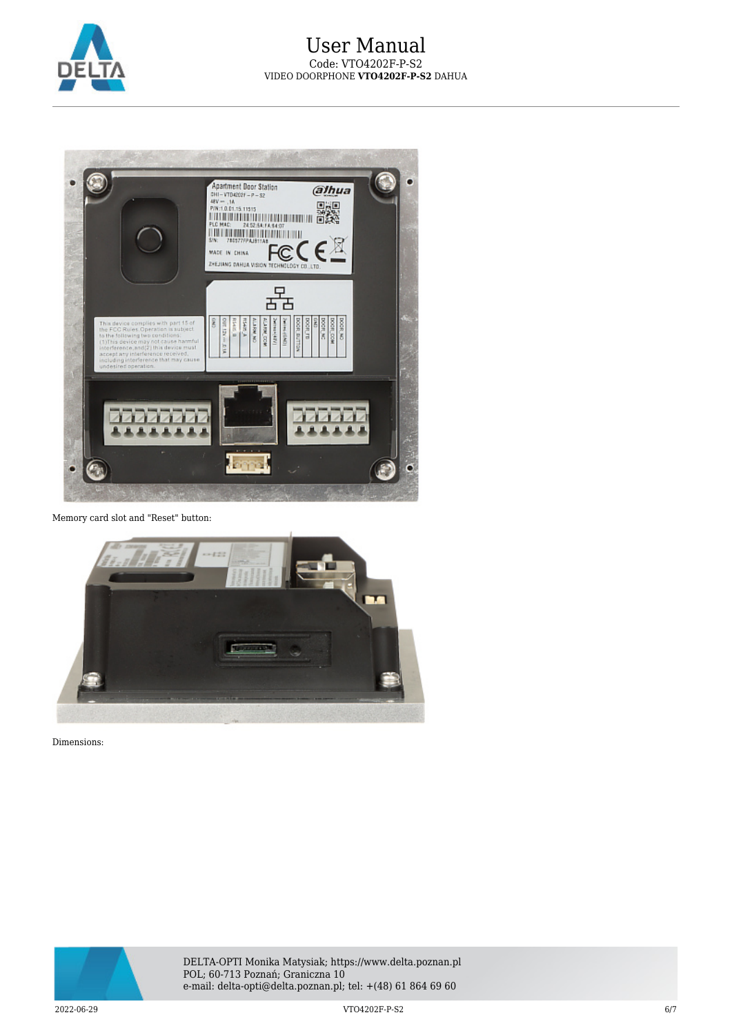Memory card slot and "Reset" button:

Dimensions: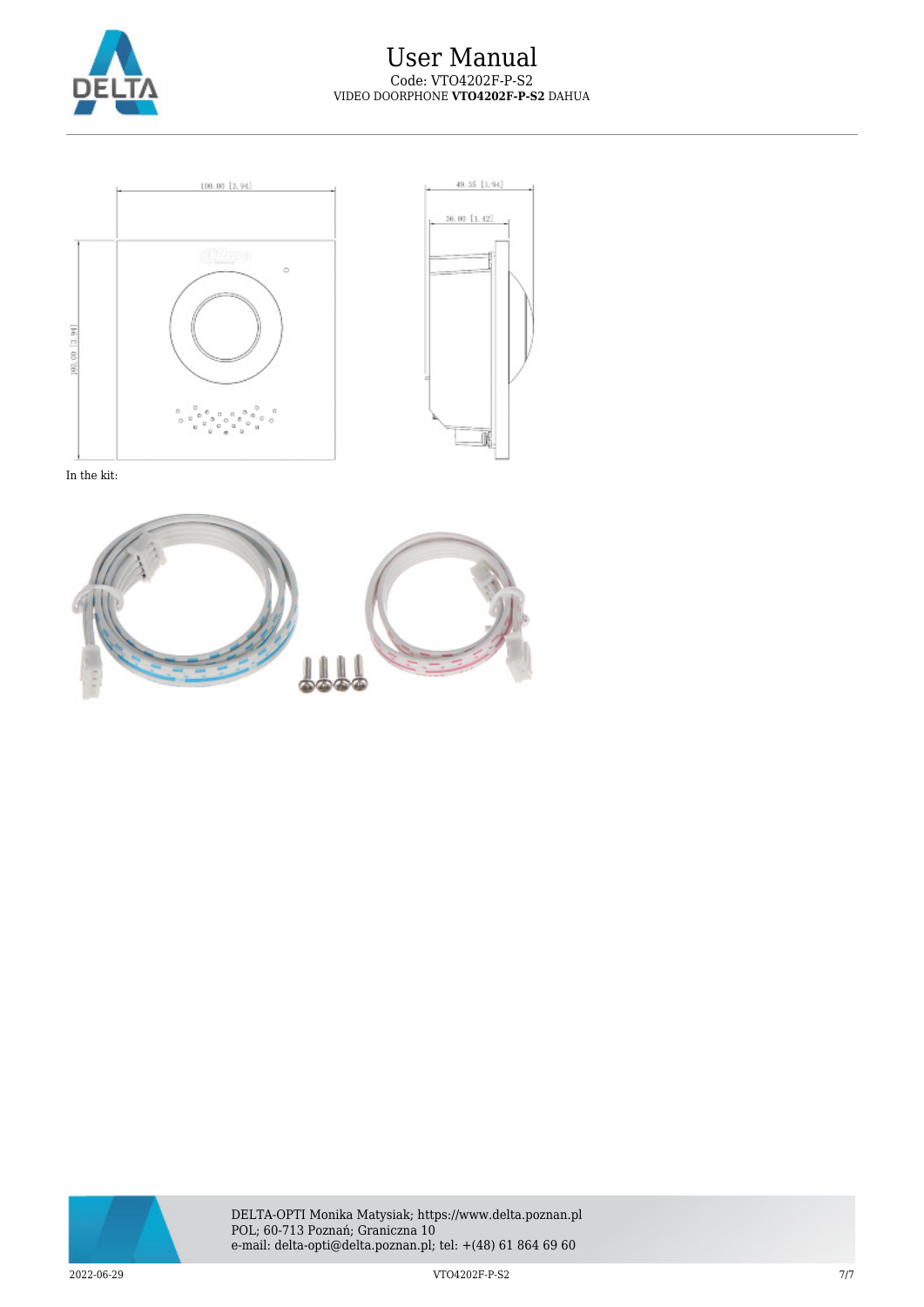100.00 [3.94]

100.00 [3.94]

49.35 [1.94]

36.00 [1.42]

In the kit: